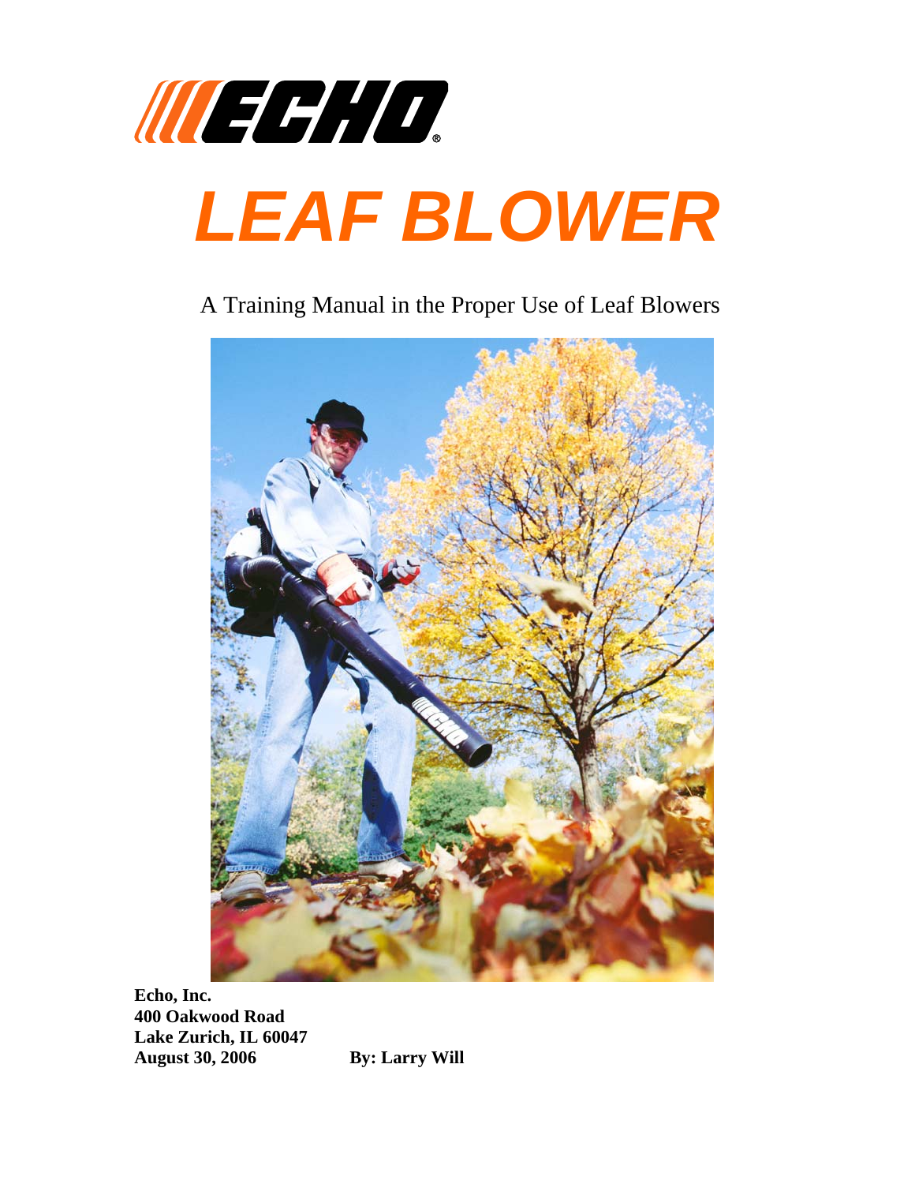# ECHO

# LEAF BLOWER

A Training Manual in the Proper Use of Leaf Blowers

**Echo, Inc.**
**400 Oakwood Road**
**Lake Zurich, IL 60047**
**August 30, 2006** **By: Larry Will**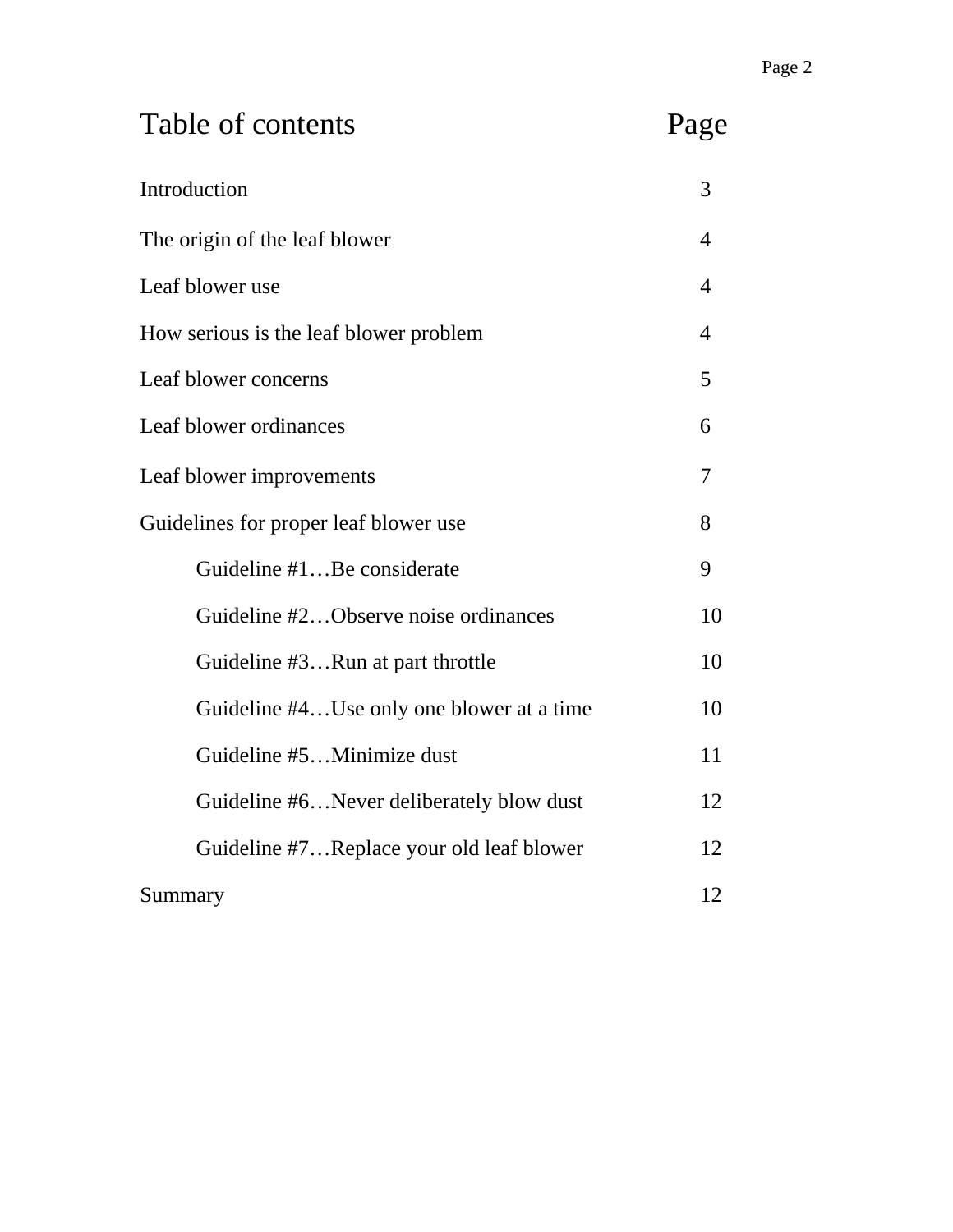# Table of contents

| Section | Page |
| --- | --- |
| Introduction | 3 |
| The origin of the leaf blower | 4 |
| Leaf blower use | 4 |
| How serious is the leaf blower problem | 4 |
| Leaf blower concerns | 5 |
| Leaf blower ordinances | 6 |
| Leaf blower improvements | 7 |
| Guidelines for proper leaf blower use | 8 |
|     Guideline #1…Be considerate | 9 |
|     Guideline #2…Observe noise ordinances | 10 |
|     Guideline #3…Run at part throttle | 10 |
|     Guideline #4…Use only one blower at a time | 10 |
|     Guideline #5…Minimize dust | 11 |
|     Guideline #6…Never deliberately blow dust | 12 |
|     Guideline #7…Replace your old leaf blower | 12 |
| Summary | 12 |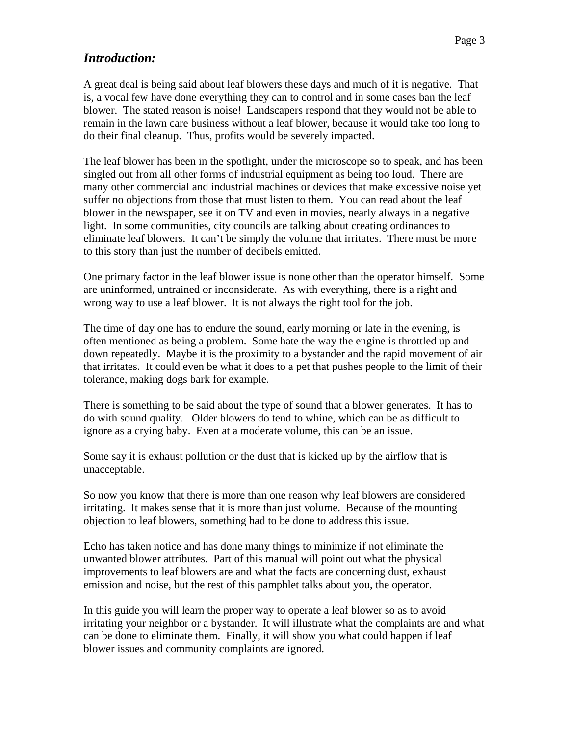## *Introduction:*

A great deal is being said about leaf blowers these days and much of it is negative. That is, a vocal few have done everything they can to control and in some cases ban the leaf blower. The stated reason is noise! Landscapers respond that they would not be able to remain in the lawn care business without a leaf blower, because it would take too long to do their final cleanup. Thus, profits would be severely impacted.

The leaf blower has been in the spotlight, under the microscope so to speak, and has been singled out from all other forms of industrial equipment as being too loud. There are many other commercial and industrial machines or devices that make excessive noise yet suffer no objections from those that must listen to them. You can read about the leaf blower in the newspaper, see it on TV and even in movies, nearly always in a negative light. In some communities, city councils are talking about creating ordinances to eliminate leaf blowers. It can't be simply the volume that irritates. There must be more to this story than just the number of decibels emitted.

One primary factor in the leaf blower issue is none other than the operator himself. Some are uninformed, untrained or inconsiderate. As with everything, there is a right and wrong way to use a leaf blower. It is not always the right tool for the job.

The time of day one has to endure the sound, early morning or late in the evening, is often mentioned as being a problem. Some hate the way the engine is throttled up and down repeatedly. Maybe it is the proximity to a bystander and the rapid movement of air that irritates. It could even be what it does to a pet that pushes people to the limit of their tolerance, making dogs bark for example.

There is something to be said about the type of sound that a blower generates. It has to do with sound quality. Older blowers do tend to whine, which can be as difficult to ignore as a crying baby. Even at a moderate volume, this can be an issue.

Some say it is exhaust pollution or the dust that is kicked up by the airflow that is unacceptable.

So now you know that there is more than one reason why leaf blowers are considered irritating. It makes sense that it is more than just volume. Because of the mounting objection to leaf blowers, something had to be done to address this issue.

Echo has taken notice and has done many things to minimize if not eliminate the unwanted blower attributes. Part of this manual will point out what the physical improvements to leaf blowers are and what the facts are concerning dust, exhaust emission and noise, but the rest of this pamphlet talks about you, the operator.

In this guide you will learn the proper way to operate a leaf blower so as to avoid irritating your neighbor or a bystander. It will illustrate what the complaints are and what can be done to eliminate them. Finally, it will show you what could happen if leaf blower issues and community complaints are ignored.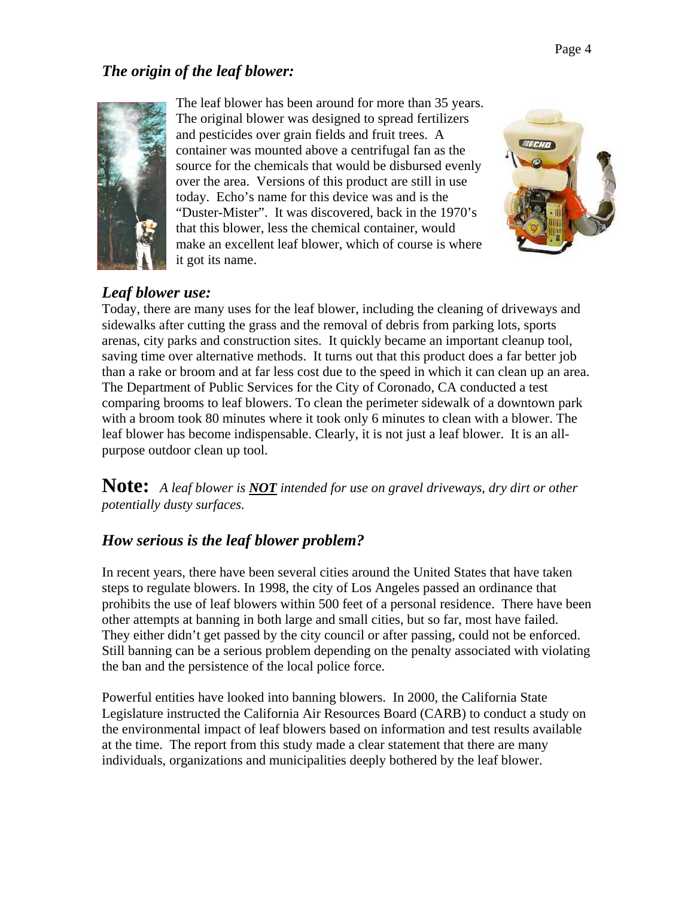## *The origin of the leaf blower:*

The leaf blower has been around for more than 35 years. The original blower was designed to spread fertilizers and pesticides over grain fields and fruit trees. A container was mounted above a centrifugal fan as the source for the chemicals that would be disbursed evenly over the area. Versions of this product are still in use today. Echo's name for this device was and is the "Duster-Mister". It was discovered, back in the 1970's that this blower, less the chemical container, would make an excellent leaf blower, which of course is where it got its name.

## *Leaf blower use:*

Today, there are many uses for the leaf blower, including the cleaning of driveways and sidewalks after cutting the grass and the removal of debris from parking lots, sports arenas, city parks and construction sites. It quickly became an important cleanup tool, saving time over alternative methods. It turns out that this product does a far better job than a rake or broom and at far less cost due to the speed in which it can clean up an area. The Department of Public Services for the City of Coronado, CA conducted a test comparing brooms to leaf blowers. To clean the perimeter sidewalk of a downtown park with a broom took 80 minutes where it took only 6 minutes to clean with a blower. The leaf blower has become indispensable. Clearly, it is not just a leaf blower. It is an all-purpose outdoor clean up tool.

**Note:** *A leaf blower is **NOT** intended for use on gravel driveways, dry dirt or other potentially dusty surfaces.*

## *How serious is the leaf blower problem?*

In recent years, there have been several cities around the United States that have taken steps to regulate blowers. In 1998, the city of Los Angeles passed an ordinance that prohibits the use of leaf blowers within 500 feet of a personal residence. There have been other attempts at banning in both large and small cities, but so far, most have failed. They either didn't get passed by the city council or after passing, could not be enforced. Still banning can be a serious problem depending on the penalty associated with violating the ban and the persistence of the local police force.

Powerful entities have looked into banning blowers. In 2000, the California State Legislature instructed the California Air Resources Board (CARB) to conduct a study on the environmental impact of leaf blowers based on information and test results available at the time. The report from this study made a clear statement that there are many individuals, organizations and municipalities deeply bothered by the leaf blower.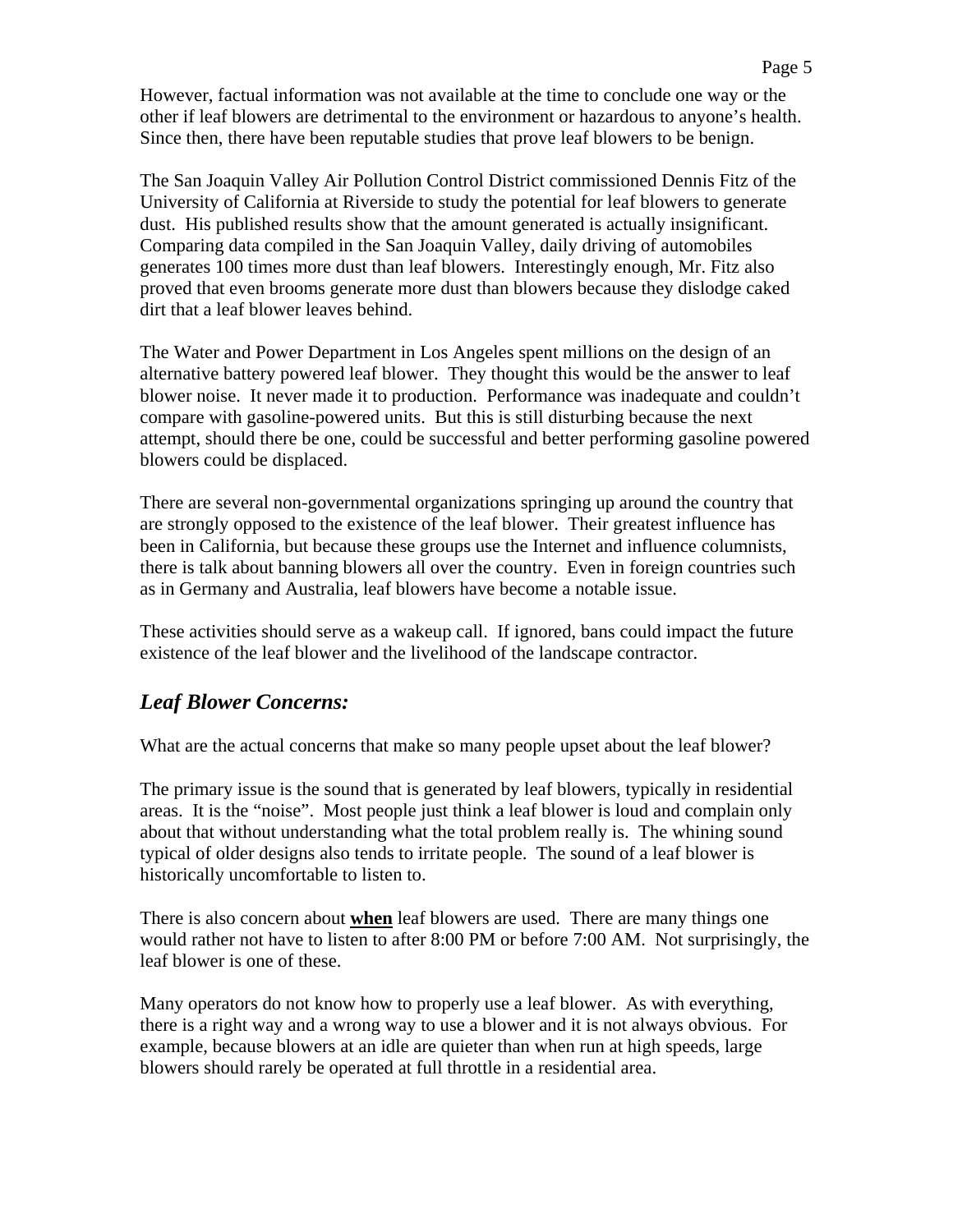However, factual information was not available at the time to conclude one way or the other if leaf blowers are detrimental to the environment or hazardous to anyone's health. Since then, there have been reputable studies that prove leaf blowers to be benign.

The San Joaquin Valley Air Pollution Control District commissioned Dennis Fitz of the University of California at Riverside to study the potential for leaf blowers to generate dust. His published results show that the amount generated is actually insignificant. Comparing data compiled in the San Joaquin Valley, daily driving of automobiles generates 100 times more dust than leaf blowers. Interestingly enough, Mr. Fitz also proved that even brooms generate more dust than blowers because they dislodge caked dirt that a leaf blower leaves behind.

The Water and Power Department in Los Angeles spent millions on the design of an alternative battery powered leaf blower. They thought this would be the answer to leaf blower noise. It never made it to production. Performance was inadequate and couldn't compare with gasoline-powered units. But this is still disturbing because the next attempt, should there be one, could be successful and better performing gasoline powered blowers could be displaced.

There are several non-governmental organizations springing up around the country that are strongly opposed to the existence of the leaf blower. Their greatest influence has been in California, but because these groups use the Internet and influence columnists, there is talk about banning blowers all over the country. Even in foreign countries such as in Germany and Australia, leaf blowers have become a notable issue.

These activities should serve as a wakeup call. If ignored, bans could impact the future existence of the leaf blower and the livelihood of the landscape contractor.

## *Leaf Blower Concerns:*

What are the actual concerns that make so many people upset about the leaf blower?

The primary issue is the sound that is generated by leaf blowers, typically in residential areas. It is the "noise". Most people just think a leaf blower is loud and complain only about that without understanding what the total problem really is. The whining sound typical of older designs also tends to irritate people. The sound of a leaf blower is historically uncomfortable to listen to.

There is also concern about **<u>when</u>** leaf blowers are used. There are many things one would rather not have to listen to after 8:00 PM or before 7:00 AM. Not surprisingly, the leaf blower is one of these.

Many operators do not know how to properly use a leaf blower. As with everything, there is a right way and a wrong way to use a blower and it is not always obvious. For example, because blowers at an idle are quieter than when run at high speeds, large blowers should rarely be operated at full throttle in a residential area.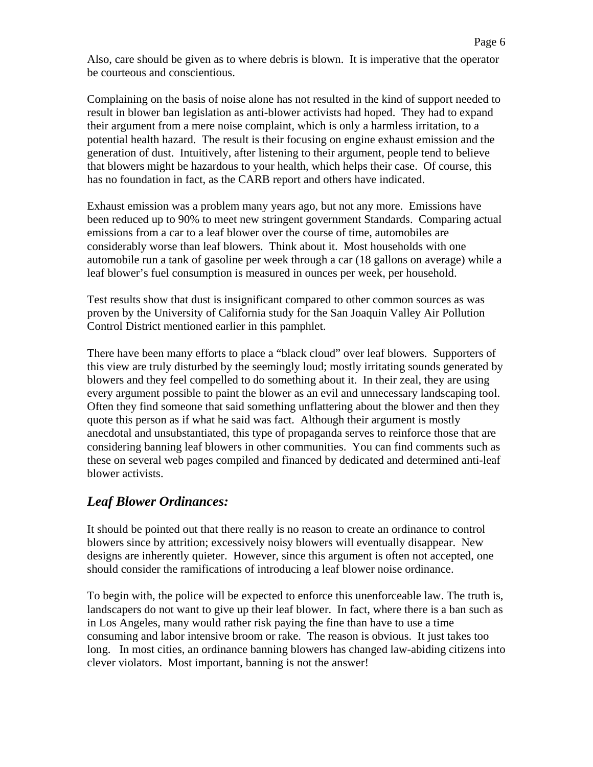Also, care should be given as to where debris is blown. It is imperative that the operator be courteous and conscientious.

Complaining on the basis of noise alone has not resulted in the kind of support needed to result in blower ban legislation as anti-blower activists had hoped. They had to expand their argument from a mere noise complaint, which is only a harmless irritation, to a potential health hazard. The result is their focusing on engine exhaust emission and the generation of dust. Intuitively, after listening to their argument, people tend to believe that blowers might be hazardous to your health, which helps their case. Of course, this has no foundation in fact, as the CARB report and others have indicated.

Exhaust emission was a problem many years ago, but not any more. Emissions have been reduced up to 90% to meet new stringent government Standards. Comparing actual emissions from a car to a leaf blower over the course of time, automobiles are considerably worse than leaf blowers. Think about it. Most households with one automobile run a tank of gasoline per week through a car (18 gallons on average) while a leaf blower's fuel consumption is measured in ounces per week, per household.

Test results show that dust is insignificant compared to other common sources as was proven by the University of California study for the San Joaquin Valley Air Pollution Control District mentioned earlier in this pamphlet.

There have been many efforts to place a "black cloud" over leaf blowers. Supporters of this view are truly disturbed by the seemingly loud; mostly irritating sounds generated by blowers and they feel compelled to do something about it. In their zeal, they are using every argument possible to paint the blower as an evil and unnecessary landscaping tool. Often they find someone that said something unflattering about the blower and then they quote this person as if what he said was fact. Although their argument is mostly anecdotal and unsubstantiated, this type of propaganda serves to reinforce those that are considering banning leaf blowers in other communities. You can find comments such as these on several web pages compiled and financed by dedicated and determined anti-leaf blower activists.

## *Leaf Blower Ordinances:*

It should be pointed out that there really is no reason to create an ordinance to control blowers since by attrition; excessively noisy blowers will eventually disappear. New designs are inherently quieter. However, since this argument is often not accepted, one should consider the ramifications of introducing a leaf blower noise ordinance.

To begin with, the police will be expected to enforce this unenforceable law. The truth is, landscapers do not want to give up their leaf blower. In fact, where there is a ban such as in Los Angeles, many would rather risk paying the fine than have to use a time consuming and labor intensive broom or rake. The reason is obvious. It just takes too long. In most cities, an ordinance banning blowers has changed law-abiding citizens into clever violators. Most important, banning is not the answer!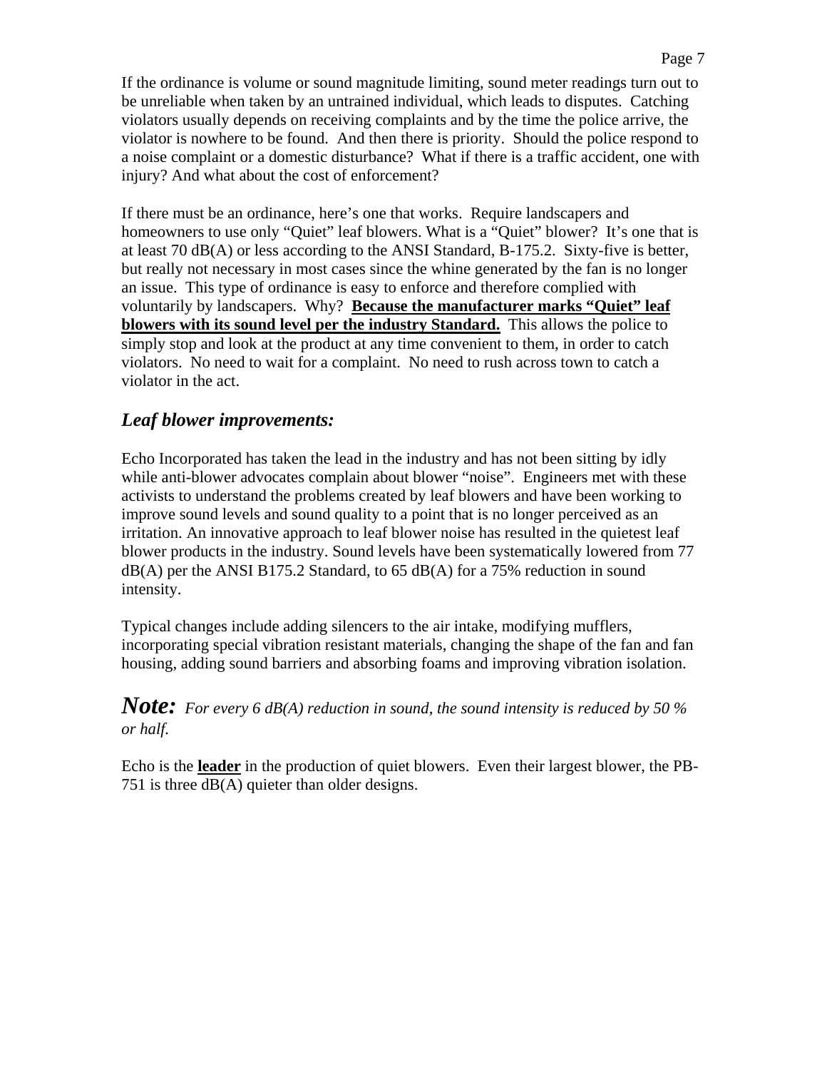If the ordinance is volume or sound magnitude limiting, sound meter readings turn out to be unreliable when taken by an untrained individual, which leads to disputes. Catching violators usually depends on receiving complaints and by the time the police arrive, the violator is nowhere to be found. And then there is priority. Should the police respond to a noise complaint or a domestic disturbance? What if there is a traffic accident, one with injury? And what about the cost of enforcement?

If there must be an ordinance, here's one that works. Require landscapers and homeowners to use only "Quiet" leaf blowers. What is a "Quiet" blower? It's one that is at least 70 dB(A) or less according to the ANSI Standard, B-175.2. Sixty-five is better, but really not necessary in most cases since the whine generated by the fan is no longer an issue. This type of ordinance is easy to enforce and therefore complied with voluntarily by landscapers. Why? **<u>Because the manufacturer marks "Quiet" leaf blowers with its sound level per the industry Standard.</u>** This allows the police to simply stop and look at the product at any time convenient to them, in order to catch violators. No need to wait for a complaint. No need to rush across town to catch a violator in the act.

## *Leaf blower improvements:*

Echo Incorporated has taken the lead in the industry and has not been sitting by idly while anti-blower advocates complain about blower "noise". Engineers met with these activists to understand the problems created by leaf blowers and have been working to improve sound levels and sound quality to a point that is no longer perceived as an irritation. An innovative approach to leaf blower noise has resulted in the quietest leaf blower products in the industry. Sound levels have been systematically lowered from 77 dB(A) per the ANSI B175.2 Standard, to 65 dB(A) for a 75% reduction in sound intensity.

Typical changes include adding silencers to the air intake, modifying mufflers, incorporating special vibration resistant materials, changing the shape of the fan and fan housing, adding sound barriers and absorbing foams and improving vibration isolation.

***Note:*** *For every 6 dB(A) reduction in sound, the sound intensity is reduced by 50 % or half.*

Echo is the **<u>leader</u>** in the production of quiet blowers. Even their largest blower, the PB-751 is three dB(A) quieter than older designs.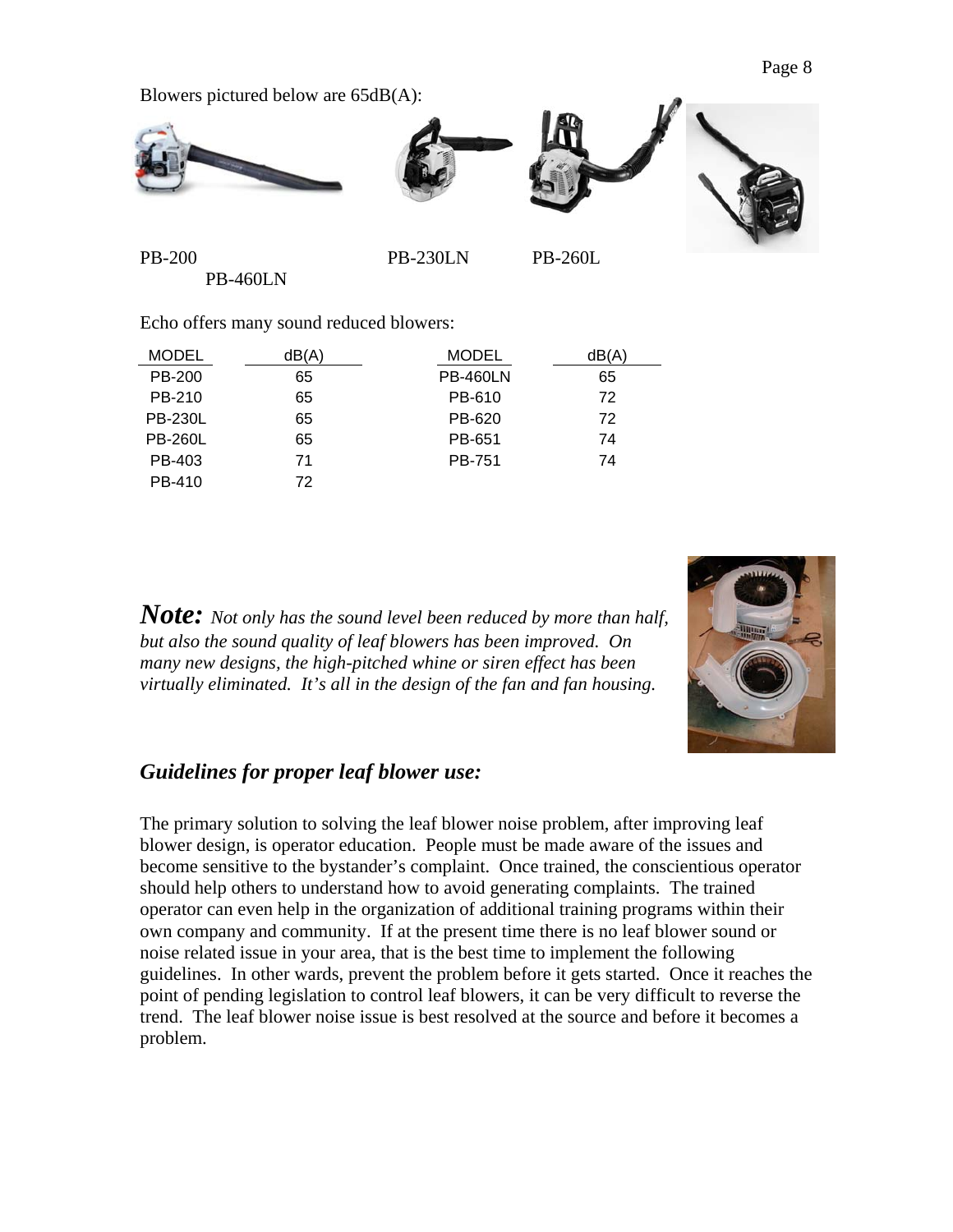Blowers pictured below are 65dB(A):

PB-200 PB-460LN PB-230LN PB-260L

Echo offers many sound reduced blowers:

| MODEL | dB(A) | MODEL | dB(A) |
|---|---|---|---|
| PB-200 | 65 | PB-460LN | 65 |
| PB-210 | 65 | PB-610 | 72 |
| PB-230L | 65 | PB-620 | 72 |
| PB-260L | 65 | PB-651 | 74 |
| PB-403 | 71 | PB-751 | 74 |
| PB-410 | 72 | | |

***Note:*** *Not only has the sound level been reduced by more than half, but also the sound quality of leaf blowers has been improved. On many new designs, the high-pitched whine or siren effect has been virtually eliminated. It's all in the design of the fan and fan housing.*

## *Guidelines for proper leaf blower use:*

The primary solution to solving the leaf blower noise problem, after improving leaf blower design, is operator education. People must be made aware of the issues and become sensitive to the bystander's complaint. Once trained, the conscientious operator should help others to understand how to avoid generating complaints. The trained operator can even help in the organization of additional training programs within their own company and community. If at the present time there is no leaf blower sound or noise related issue in your area, that is the best time to implement the following guidelines. In other wards, prevent the problem before it gets started. Once it reaches the point of pending legislation to control leaf blowers, it can be very difficult to reverse the trend. The leaf blower noise issue is best resolved at the source and before it becomes a problem.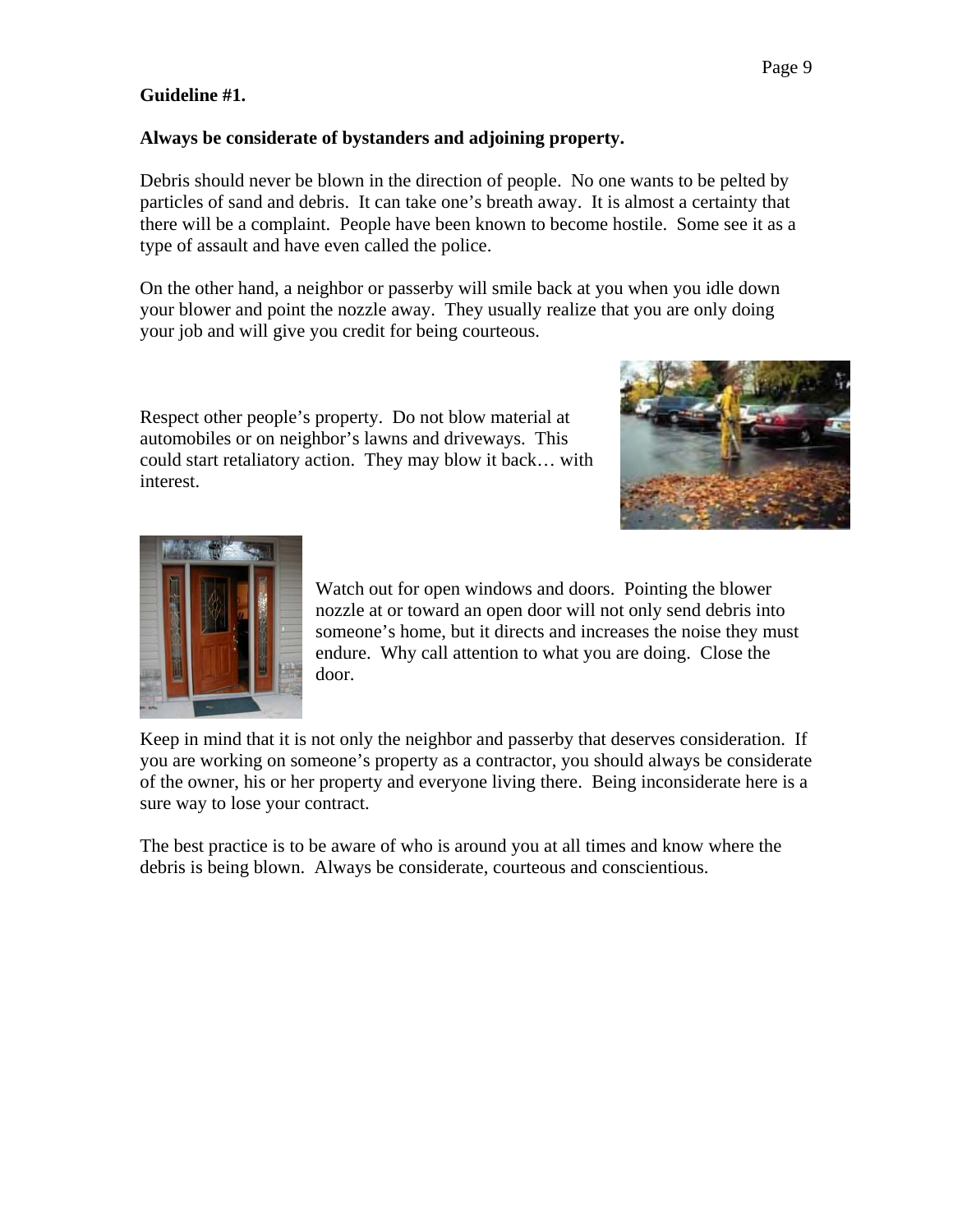**Guideline #1.**

**Always be considerate of bystanders and adjoining property.**

Debris should never be blown in the direction of people. No one wants to be pelted by particles of sand and debris. It can take one's breath away. It is almost a certainty that there will be a complaint. People have been known to become hostile. Some see it as a type of assault and have even called the police.

On the other hand, a neighbor or passerby will smile back at you when you idle down your blower and point the nozzle away. They usually realize that you are only doing your job and will give you credit for being courteous.

Respect other people's property. Do not blow material at automobiles or on neighbor's lawns and driveways. This could start retaliatory action. They may blow it back… with interest.

Watch out for open windows and doors. Pointing the blower nozzle at or toward an open door will not only send debris into someone's home, but it directs and increases the noise they must endure. Why call attention to what you are doing. Close the door.

Keep in mind that it is not only the neighbor and passerby that deserves consideration. If you are working on someone's property as a contractor, you should always be considerate of the owner, his or her property and everyone living there. Being inconsiderate here is a sure way to lose your contract.

The best practice is to be aware of who is around you at all times and know where the debris is being blown. Always be considerate, courteous and conscientious.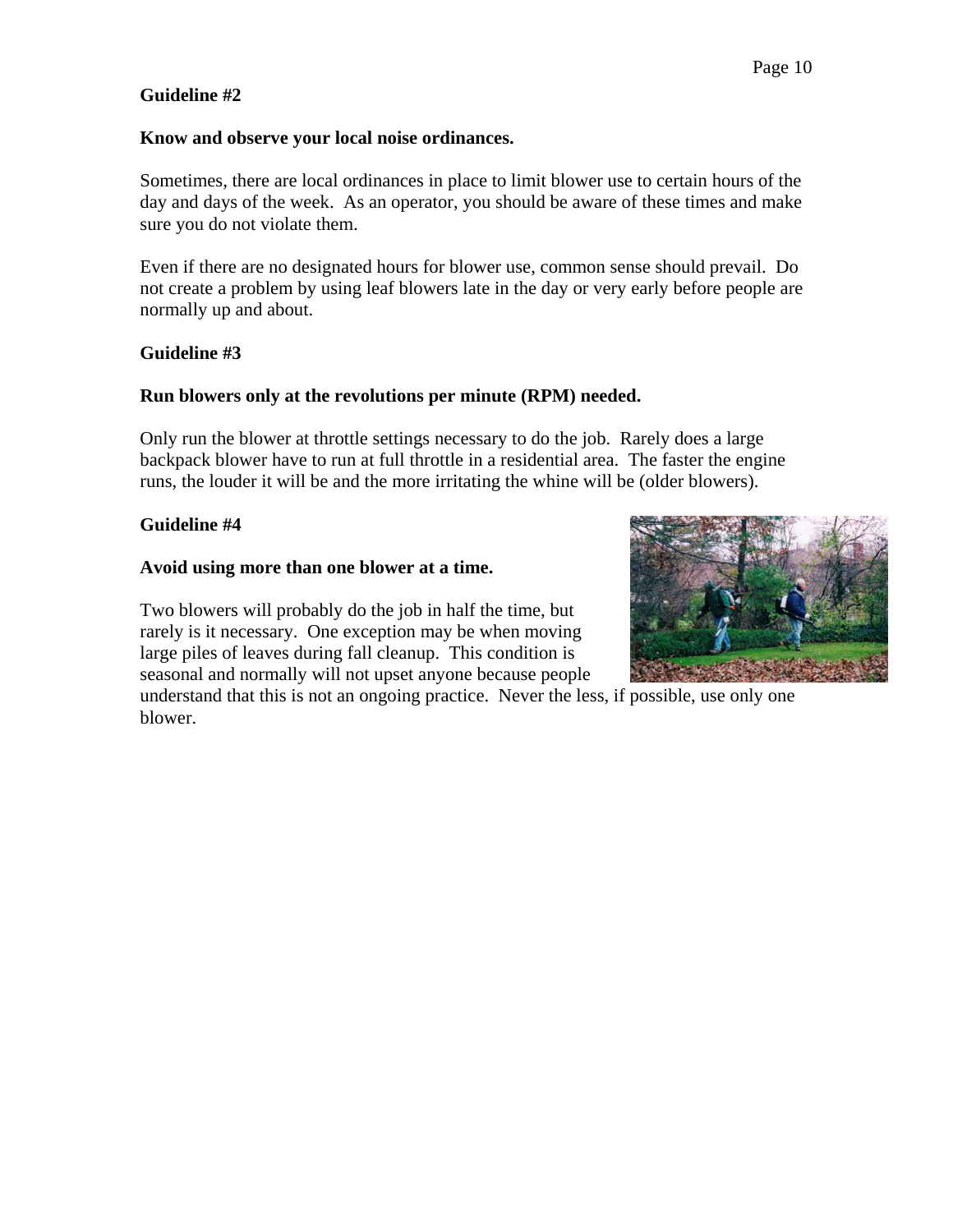**Guideline #2**

**Know and observe your local noise ordinances.**

Sometimes, there are local ordinances in place to limit blower use to certain hours of the day and days of the week. As an operator, you should be aware of these times and make sure you do not violate them.

Even if there are no designated hours for blower use, common sense should prevail. Do not create a problem by using leaf blowers late in the day or very early before people are normally up and about.

**Guideline #3**

**Run blowers only at the revolutions per minute (RPM) needed.**

Only run the blower at throttle settings necessary to do the job. Rarely does a large backpack blower have to run at full throttle in a residential area. The faster the engine runs, the louder it will be and the more irritating the whine will be (older blowers).

**Guideline #4**

**Avoid using more than one blower at a time.**

Two blowers will probably do the job in half the time, but rarely is it necessary. One exception may be when moving large piles of leaves during fall cleanup. This condition is seasonal and normally will not upset anyone because people understand that this is not an ongoing practice. Never the less, if possible, use only one blower.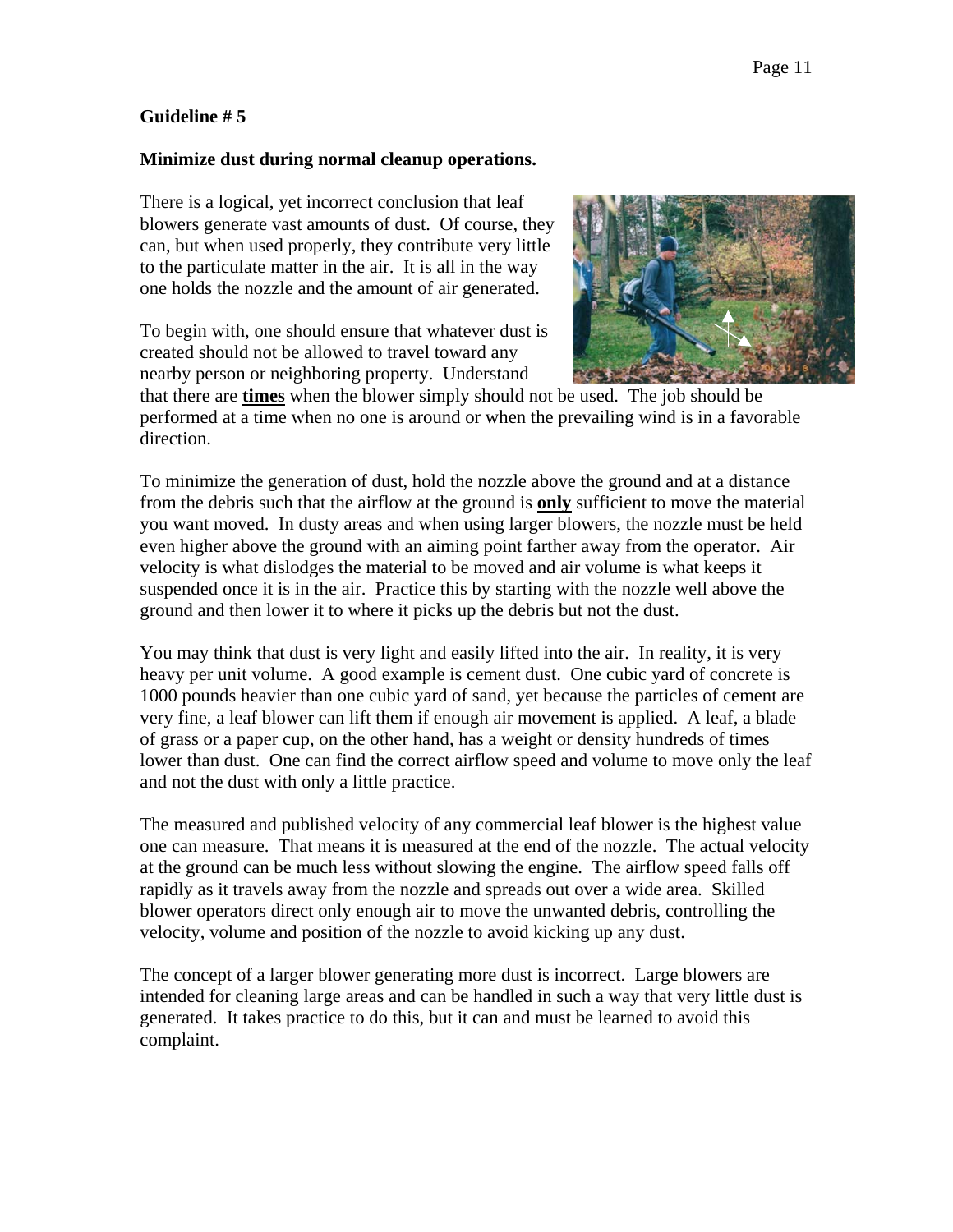**Guideline # 5**

**Minimize dust during normal cleanup operations.**

There is a logical, yet incorrect conclusion that leaf blowers generate vast amounts of dust. Of course, they can, but when used properly, they contribute very little to the particulate matter in the air. It is all in the way one holds the nozzle and the amount of air generated.

To begin with, one should ensure that whatever dust is created should not be allowed to travel toward any nearby person or neighboring property. Understand that there are **times** when the blower simply should not be used. The job should be performed at a time when no one is around or when the prevailing wind is in a favorable direction.

To minimize the generation of dust, hold the nozzle above the ground and at a distance from the debris such that the airflow at the ground is **only** sufficient to move the material you want moved. In dusty areas and when using larger blowers, the nozzle must be held even higher above the ground with an aiming point farther away from the operator. Air velocity is what dislodges the material to be moved and air volume is what keeps it suspended once it is in the air. Practice this by starting with the nozzle well above the ground and then lower it to where it picks up the debris but not the dust.

You may think that dust is very light and easily lifted into the air. In reality, it is very heavy per unit volume. A good example is cement dust. One cubic yard of concrete is 1000 pounds heavier than one cubic yard of sand, yet because the particles of cement are very fine, a leaf blower can lift them if enough air movement is applied. A leaf, a blade of grass or a paper cup, on the other hand, has a weight or density hundreds of times lower than dust. One can find the correct airflow speed and volume to move only the leaf and not the dust with only a little practice.

The measured and published velocity of any commercial leaf blower is the highest value one can measure. That means it is measured at the end of the nozzle. The actual velocity at the ground can be much less without slowing the engine. The airflow speed falls off rapidly as it travels away from the nozzle and spreads out over a wide area. Skilled blower operators direct only enough air to move the unwanted debris, controlling the velocity, volume and position of the nozzle to avoid kicking up any dust.

The concept of a larger blower generating more dust is incorrect. Large blowers are intended for cleaning large areas and can be handled in such a way that very little dust is generated. It takes practice to do this, but it can and must be learned to avoid this complaint.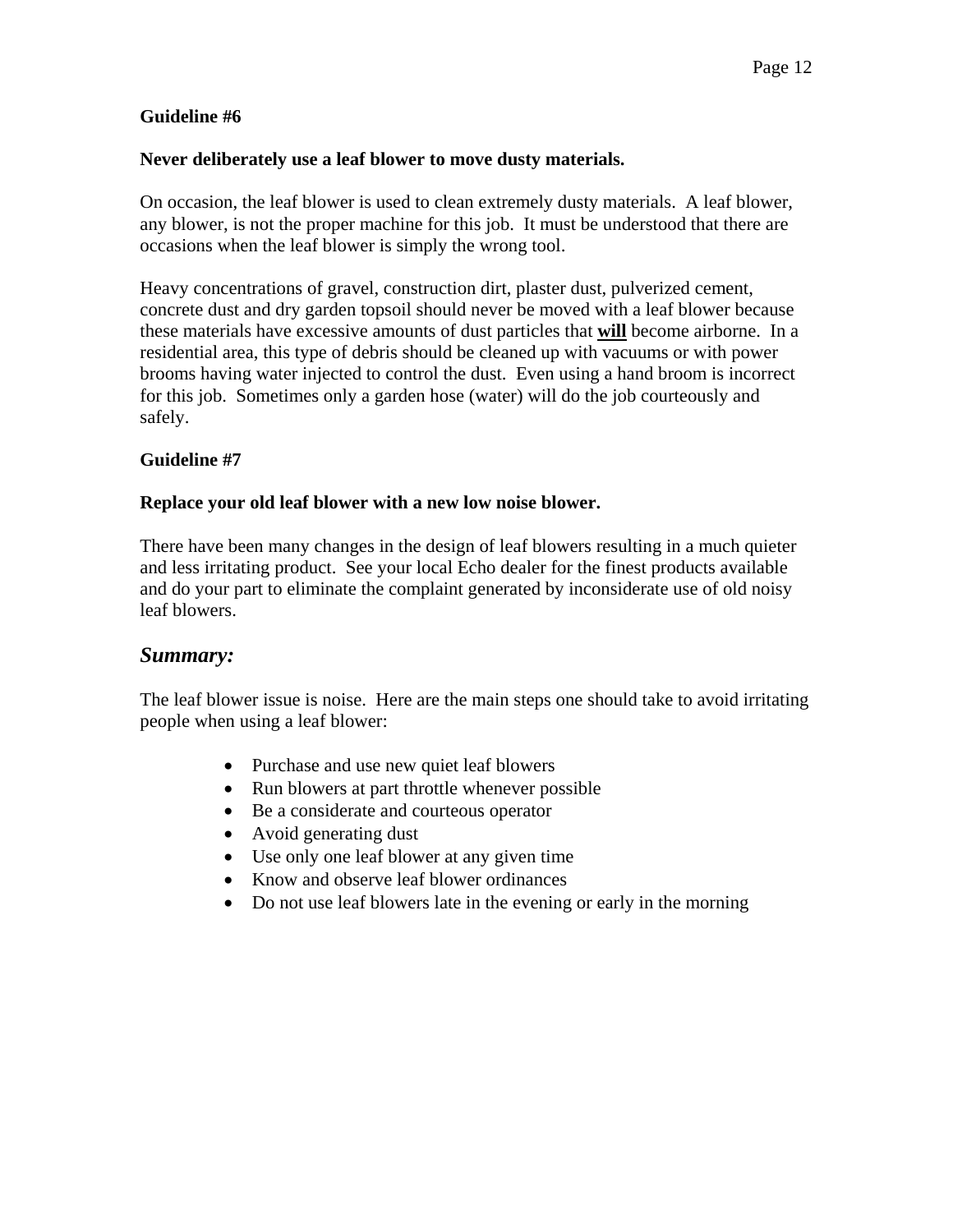**Guideline #6**

**Never deliberately use a leaf blower to move dusty materials.**

On occasion, the leaf blower is used to clean extremely dusty materials. A leaf blower, any blower, is not the proper machine for this job. It must be understood that there are occasions when the leaf blower is simply the wrong tool.

Heavy concentrations of gravel, construction dirt, plaster dust, pulverized cement, concrete dust and dry garden topsoil should never be moved with a leaf blower because these materials have excessive amounts of dust particles that **will** become airborne. In a residential area, this type of debris should be cleaned up with vacuums or with power brooms having water injected to control the dust. Even using a hand broom is incorrect for this job. Sometimes only a garden hose (water) will do the job courteously and safely.

**Guideline #7**

**Replace your old leaf blower with a new low noise blower.**

There have been many changes in the design of leaf blowers resulting in a much quieter and less irritating product. See your local Echo dealer for the finest products available and do your part to eliminate the complaint generated by inconsiderate use of old noisy leaf blowers.

## *Summary:*

The leaf blower issue is noise. Here are the main steps one should take to avoid irritating people when using a leaf blower:

- Purchase and use new quiet leaf blowers
- Run blowers at part throttle whenever possible
- Be a considerate and courteous operator
- Avoid generating dust
- Use only one leaf blower at any given time
- Know and observe leaf blower ordinances
- Do not use leaf blowers late in the evening or early in the morning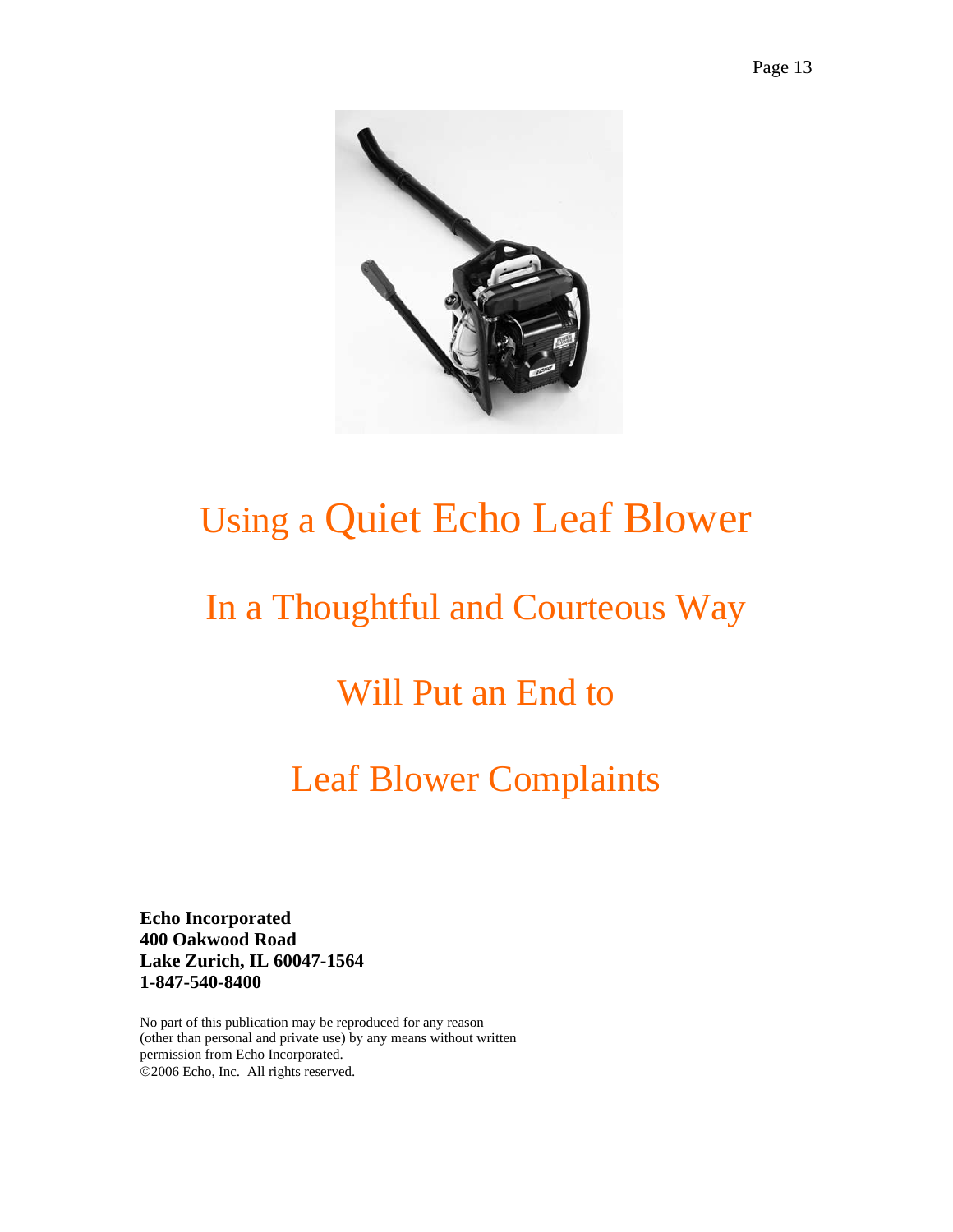# Using a Quiet Echo Leaf Blower

# In a Thoughtful and Courteous Way

# Will Put an End to

# Leaf Blower Complaints

**Echo Incorporated**
**400 Oakwood Road**
**Lake Zurich, IL 60047-1564**
**1-847-540-8400**

No part of this publication may be reproduced for any reason (other than personal and private use) by any means without written permission from Echo Incorporated.
©2006 Echo, Inc. All rights reserved.